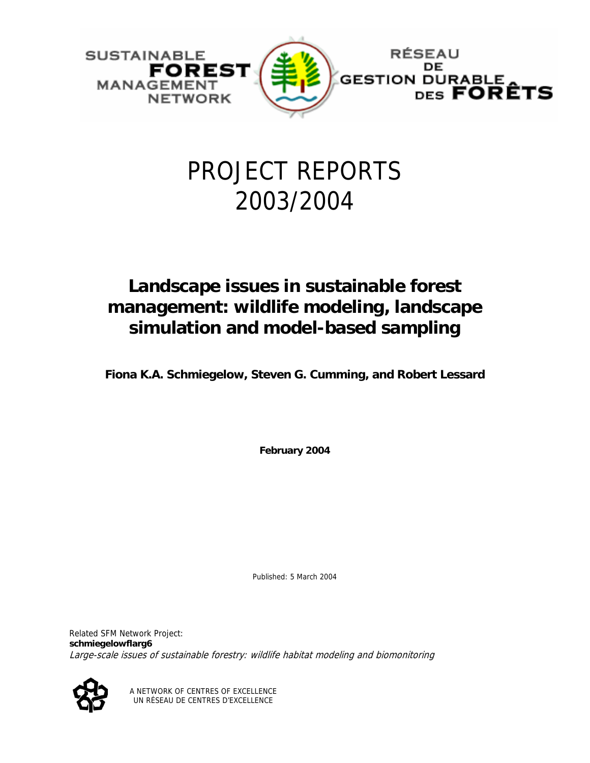SUSTAINABLE **FOREST** MANAGEMENT NETWORK

RÉSEAU DE GESTION DURABLE DES **FORÊTS**

# PROJECT REPORTS 2003/2004

## Landscape issues in sustainable forest management: wildlife modeling, landscape simulation and model-based sampling

**Fiona K.A. Schmiegelow, Steven G. Cumming, and Robert Lessard**

**February 2004**

Published: 5 March 2004

Related SFM Network Project:
**schmiegelowflarg6**
*Large-scale issues of sustainable forestry: wildlife habitat modeling and biomonitoring*

A NETWORK OF CENTRES OF EXCELLENCE
UN RÉSEAU DE CENTRES D'EXCELLENCE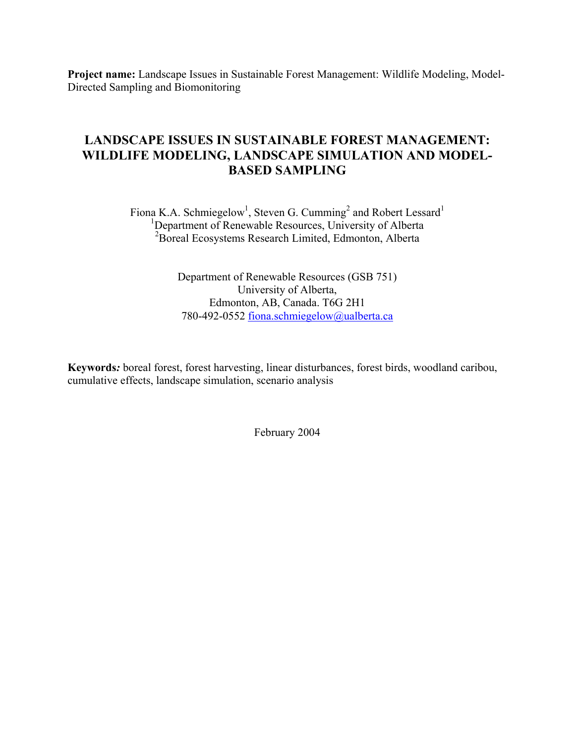**Project name:** Landscape Issues in Sustainable Forest Management: Wildlife Modeling, Model-Directed Sampling and Biomonitoring

# LANDSCAPE ISSUES IN SUSTAINABLE FOREST MANAGEMENT: WILDLIFE MODELING, LANDSCAPE SIMULATION AND MODEL-BASED SAMPLING

Fiona K.A. Schmiegelow[1], Steven G. Cumming[2] and Robert Lessard[1]
[1]Department of Renewable Resources, University of Alberta
[2]Boreal Ecosystems Research Limited, Edmonton, Alberta

Department of Renewable Resources (GSB 751)
University of Alberta,
Edmonton, AB, Canada. T6G 2H1
780-492-0552 fiona.schmiegelow@ualberta.ca

**Keywords*:*** boreal forest, forest harvesting, linear disturbances, forest birds, woodland caribou, cumulative effects, landscape simulation, scenario analysis

February 2004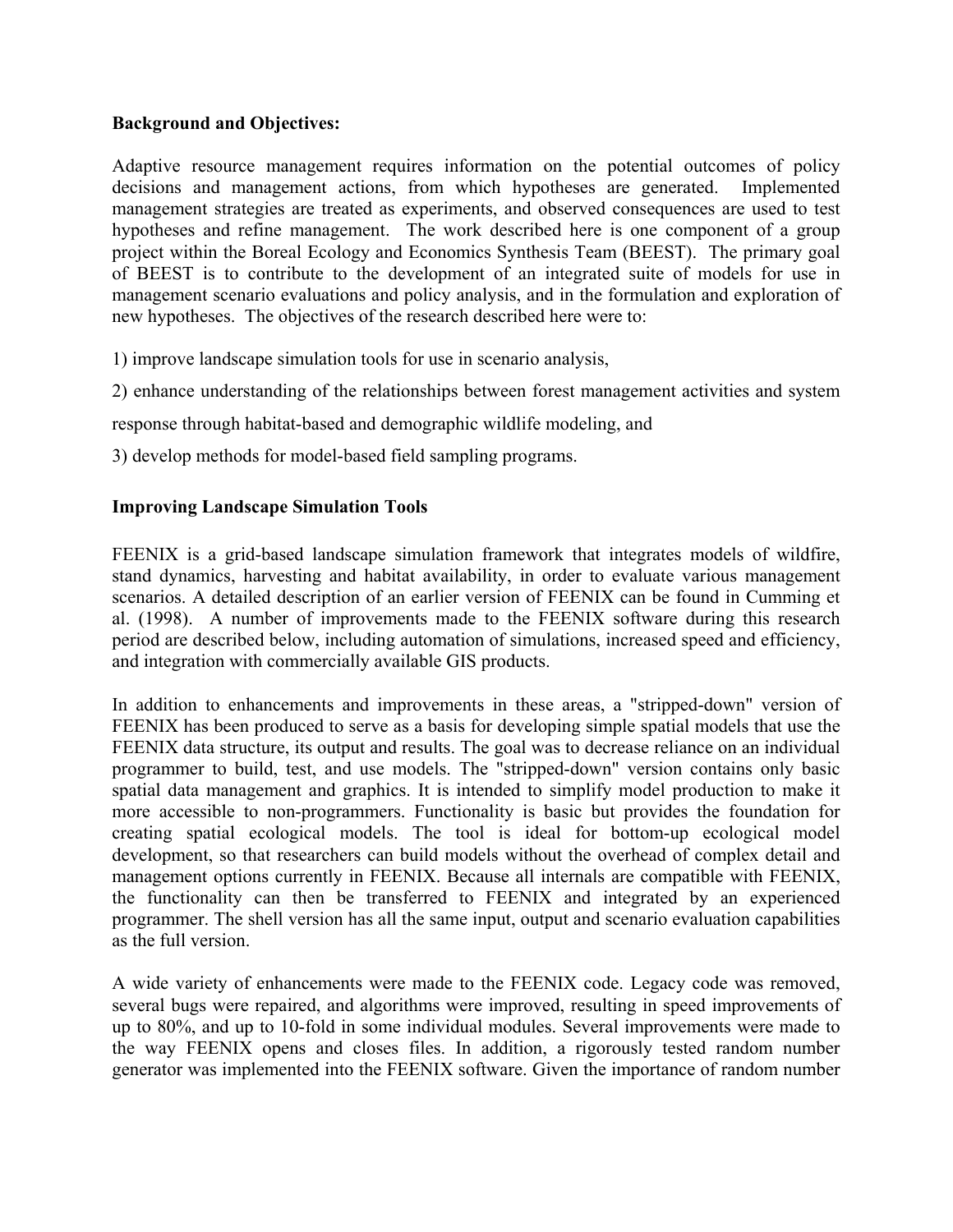**Background and Objectives:**

Adaptive resource management requires information on the potential outcomes of policy decisions and management actions, from which hypotheses are generated. Implemented management strategies are treated as experiments, and observed consequences are used to test hypotheses and refine management. The work described here is one component of a group project within the Boreal Ecology and Economics Synthesis Team (BEEST). The primary goal of BEEST is to contribute to the development of an integrated suite of models for use in management scenario evaluations and policy analysis, and in the formulation and exploration of new hypotheses. The objectives of the research described here were to:

1) improve landscape simulation tools for use in scenario analysis,

2) enhance understanding of the relationships between forest management activities and system response through habitat-based and demographic wildlife modeling, and

3) develop methods for model-based field sampling programs.

**Improving Landscape Simulation Tools**

FEENIX is a grid-based landscape simulation framework that integrates models of wildfire, stand dynamics, harvesting and habitat availability, in order to evaluate various management scenarios. A detailed description of an earlier version of FEENIX can be found in Cumming et al. (1998). A number of improvements made to the FEENIX software during this research period are described below, including automation of simulations, increased speed and efficiency, and integration with commercially available GIS products.

In addition to enhancements and improvements in these areas, a "stripped-down" version of FEENIX has been produced to serve as a basis for developing simple spatial models that use the FEENIX data structure, its output and results. The goal was to decrease reliance on an individual programmer to build, test, and use models. The "stripped-down" version contains only basic spatial data management and graphics. It is intended to simplify model production to make it more accessible to non-programmers. Functionality is basic but provides the foundation for creating spatial ecological models. The tool is ideal for bottom-up ecological model development, so that researchers can build models without the overhead of complex detail and management options currently in FEENIX. Because all internals are compatible with FEENIX, the functionality can then be transferred to FEENIX and integrated by an experienced programmer. The shell version has all the same input, output and scenario evaluation capabilities as the full version.

A wide variety of enhancements were made to the FEENIX code. Legacy code was removed, several bugs were repaired, and algorithms were improved, resulting in speed improvements of up to 80%, and up to 10-fold in some individual modules. Several improvements were made to the way FEENIX opens and closes files. In addition, a rigorously tested random number generator was implemented into the FEENIX software. Given the importance of random number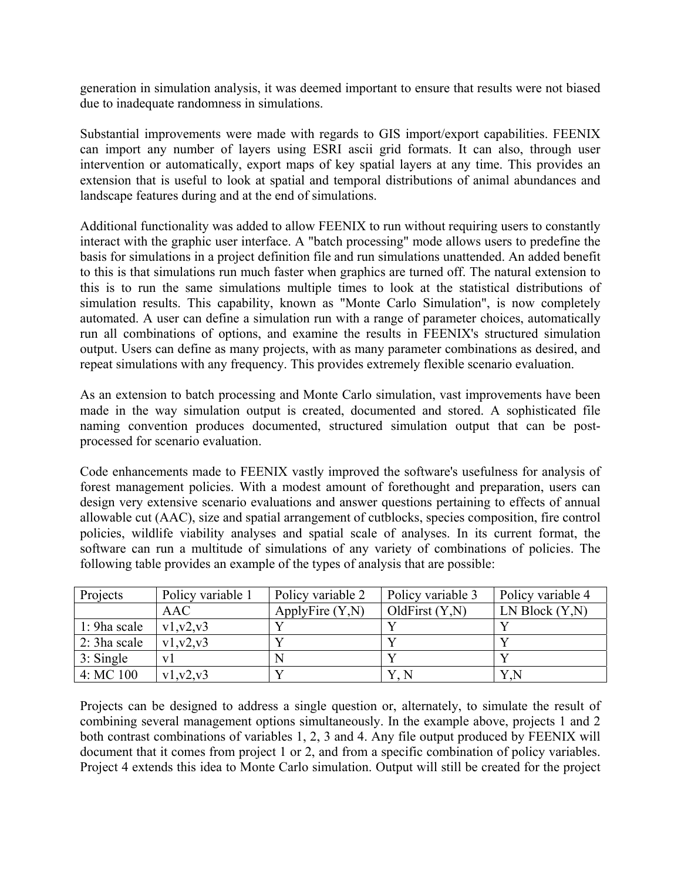generation in simulation analysis, it was deemed important to ensure that results were not biased due to inadequate randomness in simulations.

Substantial improvements were made with regards to GIS import/export capabilities. FEENIX can import any number of layers using ESRI ascii grid formats. It can also, through user intervention or automatically, export maps of key spatial layers at any time. This provides an extension that is useful to look at spatial and temporal distributions of animal abundances and landscape features during and at the end of simulations.

Additional functionality was added to allow FEENIX to run without requiring users to constantly interact with the graphic user interface. A "batch processing" mode allows users to predefine the basis for simulations in a project definition file and run simulations unattended. An added benefit to this is that simulations run much faster when graphics are turned off. The natural extension to this is to run the same simulations multiple times to look at the statistical distributions of simulation results. This capability, known as "Monte Carlo Simulation", is now completely automated. A user can define a simulation run with a range of parameter choices, automatically run all combinations of options, and examine the results in FEENIX's structured simulation output. Users can define as many projects, with as many parameter combinations as desired, and repeat simulations with any frequency. This provides extremely flexible scenario evaluation.

As an extension to batch processing and Monte Carlo simulation, vast improvements have been made in the way simulation output is created, documented and stored. A sophisticated file naming convention produces documented, structured simulation output that can be post-processed for scenario evaluation.

Code enhancements made to FEENIX vastly improved the software's usefulness for analysis of forest management policies. With a modest amount of forethought and preparation, users can design very extensive scenario evaluations and answer questions pertaining to effects of annual allowable cut (AAC), size and spatial arrangement of cutblocks, species composition, fire control policies, wildlife viability analyses and spatial scale of analyses. In its current format, the software can run a multitude of simulations of any variety of combinations of policies. The following table provides an example of the types of analysis that are possible:

| Projects | Policy variable 1 | Policy variable 2 | Policy variable 3 | Policy variable 4 |
|---|---|---|---|---|
| | AAC | ApplyFire (Y,N) | OldFirst (Y,N) | LN Block (Y,N) |
| 1: 9ha scale | v1,v2,v3 | Y | Y | Y |
| 2: 3ha scale | v1,v2,v3 | Y | Y | Y |
| 3: Single | v1 | N | Y | Y |
| 4: MC 100 | v1,v2,v3 | Y | Y, N | Y,N |

Projects can be designed to address a single question or, alternately, to simulate the result of combining several management options simultaneously. In the example above, projects 1 and 2 both contrast combinations of variables 1, 2, 3 and 4. Any file output produced by FEENIX will document that it comes from project 1 or 2, and from a specific combination of policy variables. Project 4 extends this idea to Monte Carlo simulation. Output will still be created for the project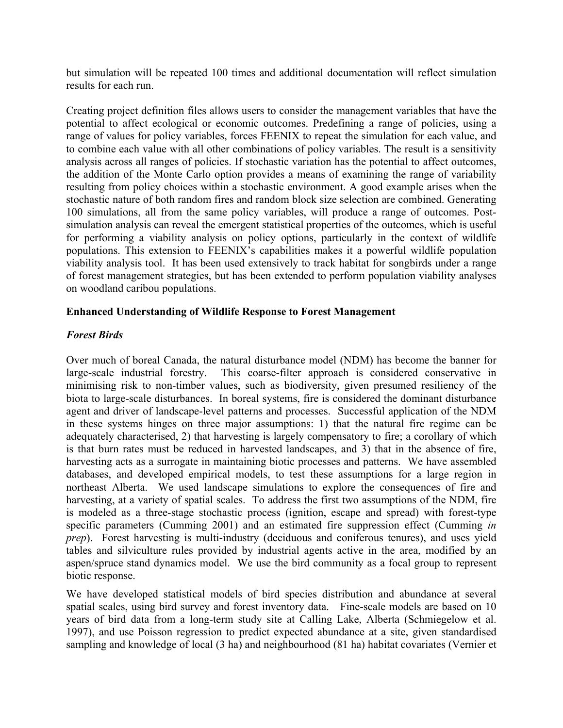but simulation will be repeated 100 times and additional documentation will reflect simulation results for each run.

Creating project definition files allows users to consider the management variables that have the potential to affect ecological or economic outcomes. Predefining a range of policies, using a range of values for policy variables, forces FEENIX to repeat the simulation for each value, and to combine each value with all other combinations of policy variables. The result is a sensitivity analysis across all ranges of policies. If stochastic variation has the potential to affect outcomes, the addition of the Monte Carlo option provides a means of examining the range of variability resulting from policy choices within a stochastic environment. A good example arises when the stochastic nature of both random fires and random block size selection are combined. Generating 100 simulations, all from the same policy variables, will produce a range of outcomes. Post-simulation analysis can reveal the emergent statistical properties of the outcomes, which is useful for performing a viability analysis on policy options, particularly in the context of wildlife populations. This extension to FEENIX's capabilities makes it a powerful wildlife population viability analysis tool. It has been used extensively to track habitat for songbirds under a range of forest management strategies, but has been extended to perform population viability analyses on woodland caribou populations.

## Enhanced Understanding of Wildlife Response to Forest Management

### *Forest Birds*

Over much of boreal Canada, the natural disturbance model (NDM) has become the banner for large-scale industrial forestry. This coarse-filter approach is considered conservative in minimising risk to non-timber values, such as biodiversity, given presumed resiliency of the biota to large-scale disturbances. In boreal systems, fire is considered the dominant disturbance agent and driver of landscape-level patterns and processes. Successful application of the NDM in these systems hinges on three major assumptions: 1) that the natural fire regime can be adequately characterised, 2) that harvesting is largely compensatory to fire; a corollary of which is that burn rates must be reduced in harvested landscapes, and 3) that in the absence of fire, harvesting acts as a surrogate in maintaining biotic processes and patterns. We have assembled databases, and developed empirical models, to test these assumptions for a large region in northeast Alberta. We used landscape simulations to explore the consequences of fire and harvesting, at a variety of spatial scales. To address the first two assumptions of the NDM, fire is modeled as a three-stage stochastic process (ignition, escape and spread) with forest-type specific parameters (Cumming 2001) and an estimated fire suppression effect (Cumming *in prep*). Forest harvesting is multi-industry (deciduous and coniferous tenures), and uses yield tables and silviculture rules provided by industrial agents active in the area, modified by an aspen/spruce stand dynamics model. We use the bird community as a focal group to represent biotic response.

We have developed statistical models of bird species distribution and abundance at several spatial scales, using bird survey and forest inventory data. Fine-scale models are based on 10 years of bird data from a long-term study site at Calling Lake, Alberta (Schmiegelow et al. 1997), and use Poisson regression to predict expected abundance at a site, given standardised sampling and knowledge of local (3 ha) and neighbourhood (81 ha) habitat covariates (Vernier et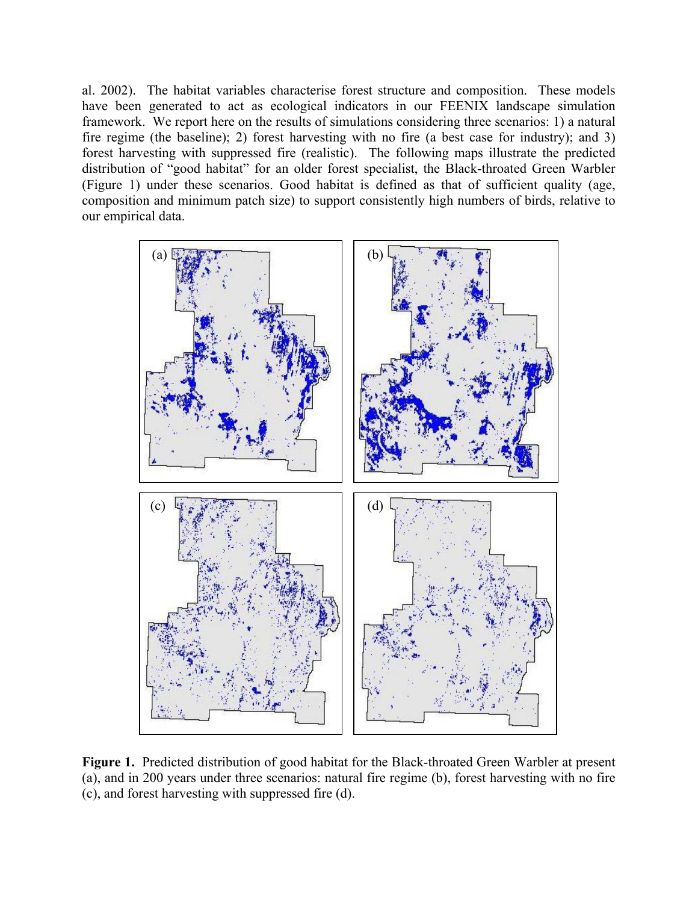al. 2002). The habitat variables characterise forest structure and composition. These models have been generated to act as ecological indicators in our FEENIX landscape simulation framework. We report here on the results of simulations considering three scenarios: 1) a natural fire regime (the baseline); 2) forest harvesting with no fire (a best case for industry); and 3) forest harvesting with suppressed fire (realistic). The following maps illustrate the predicted distribution of "good habitat" for an older forest specialist, the Black-throated Green Warbler (Figure 1) under these scenarios. Good habitat is defined as that of sufficient quality (age, composition and minimum patch size) to support consistently high numbers of birds, relative to our empirical data.

**Figure 1.** Predicted distribution of good habitat for the Black-throated Green Warbler at present (a), and in 200 years under three scenarios: natural fire regime (b), forest harvesting with no fire (c), and forest harvesting with suppressed fire (d).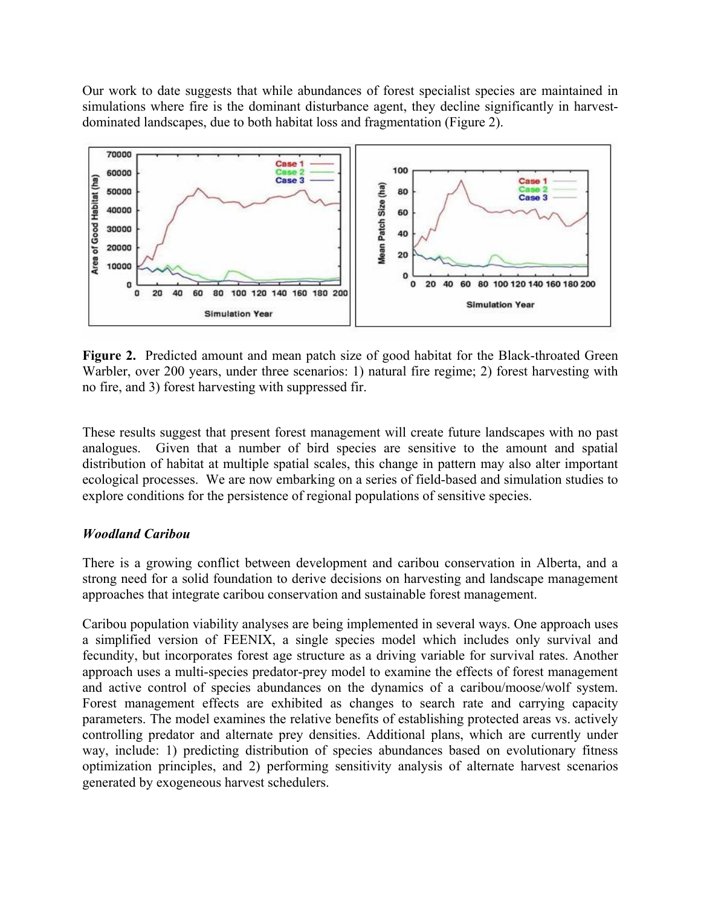Our work to date suggests that while abundances of forest specialist species are maintained in simulations where fire is the dominant disturbance agent, they decline significantly in harvest-dominated landscapes, due to both habitat loss and fragmentation (Figure 2).

**Figure 2.** Predicted amount and mean patch size of good habitat for the Black-throated Green Warbler, over 200 years, under three scenarios: 1) natural fire regime; 2) forest harvesting with no fire, and 3) forest harvesting with suppressed fir.

These results suggest that present forest management will create future landscapes with no past analogues. Given that a number of bird species are sensitive to the amount and spatial distribution of habitat at multiple spatial scales, this change in pattern may also alter important ecological processes. We are now embarking on a series of field-based and simulation studies to explore conditions for the persistence of regional populations of sensitive species.

### *Woodland Caribou*

There is a growing conflict between development and caribou conservation in Alberta, and a strong need for a solid foundation to derive decisions on harvesting and landscape management approaches that integrate caribou conservation and sustainable forest management.

Caribou population viability analyses are being implemented in several ways. One approach uses a simplified version of FEENIX, a single species model which includes only survival and fecundity, but incorporates forest age structure as a driving variable for survival rates. Another approach uses a multi-species predator-prey model to examine the effects of forest management and active control of species abundances on the dynamics of a caribou/moose/wolf system. Forest management effects are exhibited as changes to search rate and carrying capacity parameters. The model examines the relative benefits of establishing protected areas vs. actively controlling predator and alternate prey densities. Additional plans, which are currently under way, include: 1) predicting distribution of species abundances based on evolutionary fitness optimization principles, and 2) performing sensitivity analysis of alternate harvest scenarios generated by exogeneous harvest schedulers.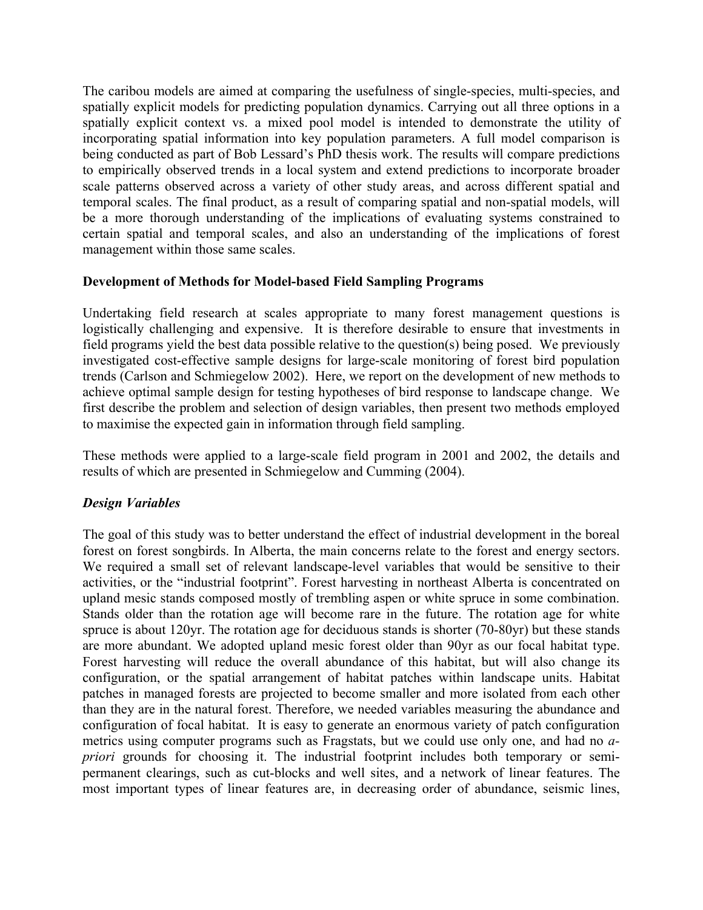The caribou models are aimed at comparing the usefulness of single-species, multi-species, and spatially explicit models for predicting population dynamics. Carrying out all three options in a spatially explicit context vs. a mixed pool model is intended to demonstrate the utility of incorporating spatial information into key population parameters. A full model comparison is being conducted as part of Bob Lessard's PhD thesis work. The results will compare predictions to empirically observed trends in a local system and extend predictions to incorporate broader scale patterns observed across a variety of other study areas, and across different spatial and temporal scales. The final product, as a result of comparing spatial and non-spatial models, will be a more thorough understanding of the implications of evaluating systems constrained to certain spatial and temporal scales, and also an understanding of the implications of forest management within those same scales.

**Development of Methods for Model-based Field Sampling Programs**

Undertaking field research at scales appropriate to many forest management questions is logistically challenging and expensive. It is therefore desirable to ensure that investments in field programs yield the best data possible relative to the question(s) being posed. We previously investigated cost-effective sample designs for large-scale monitoring of forest bird population trends (Carlson and Schmiegelow 2002). Here, we report on the development of new methods to achieve optimal sample design for testing hypotheses of bird response to landscape change. We first describe the problem and selection of design variables, then present two methods employed to maximise the expected gain in information through field sampling.

These methods were applied to a large-scale field program in 2001 and 2002, the details and results of which are presented in Schmiegelow and Cumming (2004).

***Design Variables***

The goal of this study was to better understand the effect of industrial development in the boreal forest on forest songbirds. In Alberta, the main concerns relate to the forest and energy sectors. We required a small set of relevant landscape-level variables that would be sensitive to their activities, or the "industrial footprint". Forest harvesting in northeast Alberta is concentrated on upland mesic stands composed mostly of trembling aspen or white spruce in some combination. Stands older than the rotation age will become rare in the future. The rotation age for white spruce is about 120yr. The rotation age for deciduous stands is shorter (70-80yr) but these stands are more abundant. We adopted upland mesic forest older than 90yr as our focal habitat type. Forest harvesting will reduce the overall abundance of this habitat, but will also change its configuration, or the spatial arrangement of habitat patches within landscape units. Habitat patches in managed forests are projected to become smaller and more isolated from each other than they are in the natural forest. Therefore, we needed variables measuring the abundance and configuration of focal habitat. It is easy to generate an enormous variety of patch configuration metrics using computer programs such as Fragstats, but we could use only one, and had no *a-priori* grounds for choosing it. The industrial footprint includes both temporary or semi-permanent clearings, such as cut-blocks and well sites, and a network of linear features. The most important types of linear features are, in decreasing order of abundance, seismic lines,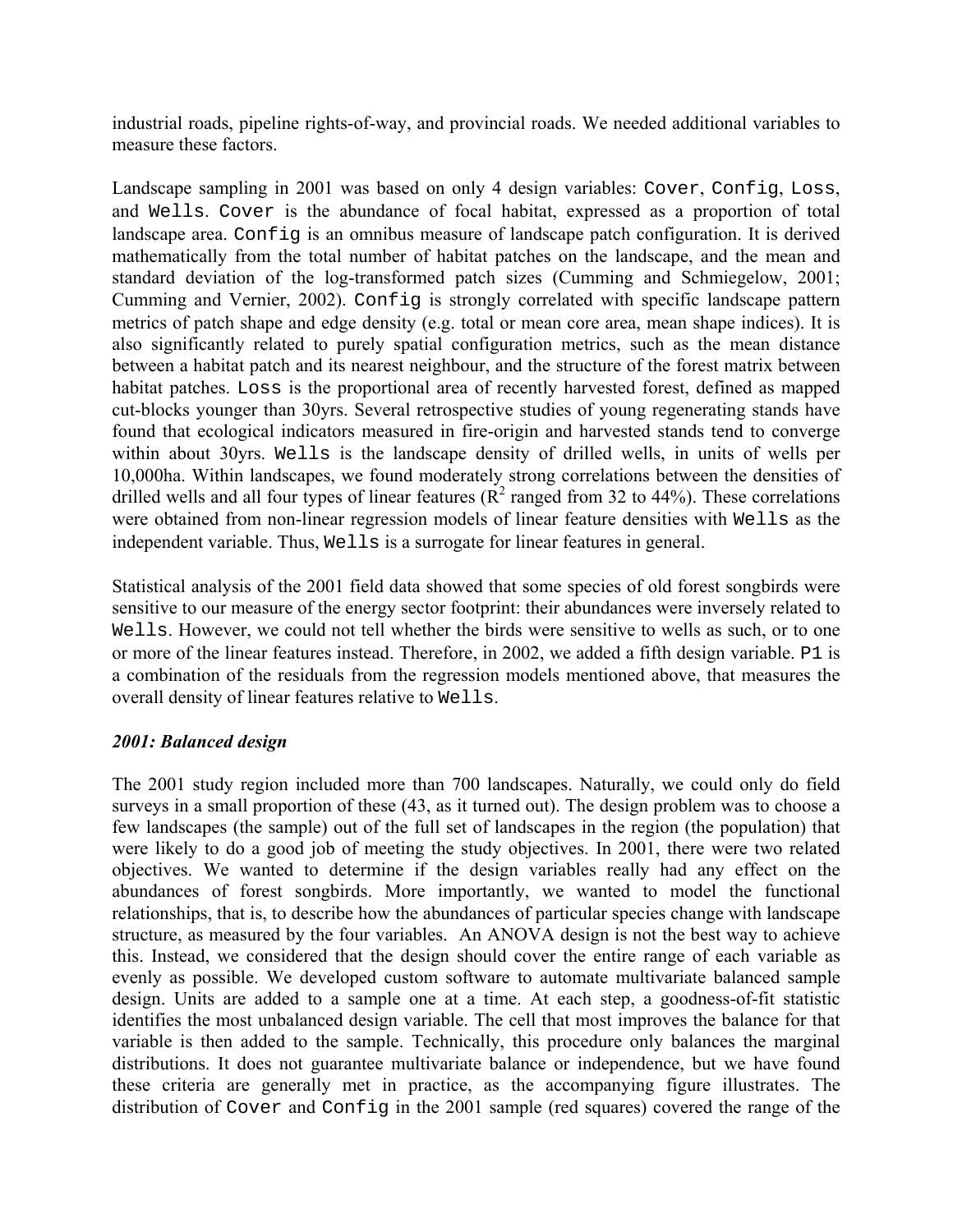industrial roads, pipeline rights-of-way, and provincial roads. We needed additional variables to measure these factors.

Landscape sampling in 2001 was based on only 4 design variables: `Cover`, `Config`, `Loss`, and `Wells`. `Cover` is the abundance of focal habitat, expressed as a proportion of total landscape area. `Config` is an omnibus measure of landscape patch configuration. It is derived mathematically from the total number of habitat patches on the landscape, and the mean and standard deviation of the log-transformed patch sizes (Cumming and Schmiegelow, 2001; Cumming and Vernier, 2002). `Config` is strongly correlated with specific landscape pattern metrics of patch shape and edge density (e.g. total or mean core area, mean shape indices). It is also significantly related to purely spatial configuration metrics, such as the mean distance between a habitat patch and its nearest neighbour, and the structure of the forest matrix between habitat patches. `Loss` is the proportional area of recently harvested forest, defined as mapped cut-blocks younger than 30yrs. Several retrospective studies of young regenerating stands have found that ecological indicators measured in fire-origin and harvested stands tend to converge within about 30yrs. `Wells` is the landscape density of drilled wells, in units of wells per 10,000ha. Within landscapes, we found moderately strong correlations between the densities of drilled wells and all four types of linear features ($R^2$ ranged from 32 to 44%). These correlations were obtained from non-linear regression models of linear feature densities with `Wells` as the independent variable. Thus, `Wells` is a surrogate for linear features in general.

Statistical analysis of the 2001 field data showed that some species of old forest songbirds were sensitive to our measure of the energy sector footprint: their abundances were inversely related to `Wells`. However, we could not tell whether the birds were sensitive to wells as such, or to one or more of the linear features instead. Therefore, in 2002, we added a fifth design variable. `P1` is a combination of the residuals from the regression models mentioned above, that measures the overall density of linear features relative to `Wells`.

### *2001: Balanced design*

The 2001 study region included more than 700 landscapes. Naturally, we could only do field surveys in a small proportion of these (43, as it turned out). The design problem was to choose a few landscapes (the sample) out of the full set of landscapes in the region (the population) that were likely to do a good job of meeting the study objectives. In 2001, there were two related objectives. We wanted to determine if the design variables really had any effect on the abundances of forest songbirds. More importantly, we wanted to model the functional relationships, that is, to describe how the abundances of particular species change with landscape structure, as measured by the four variables. An ANOVA design is not the best way to achieve this. Instead, we considered that the design should cover the entire range of each variable as evenly as possible. We developed custom software to automate multivariate balanced sample design. Units are added to a sample one at a time. At each step, a goodness-of-fit statistic identifies the most unbalanced design variable. The cell that most improves the balance for that variable is then added to the sample. Technically, this procedure only balances the marginal distributions. It does not guarantee multivariate balance or independence, but we have found these criteria are generally met in practice, as the accompanying figure illustrates. The distribution of `Cover` and `Config` in the 2001 sample (red squares) covered the range of the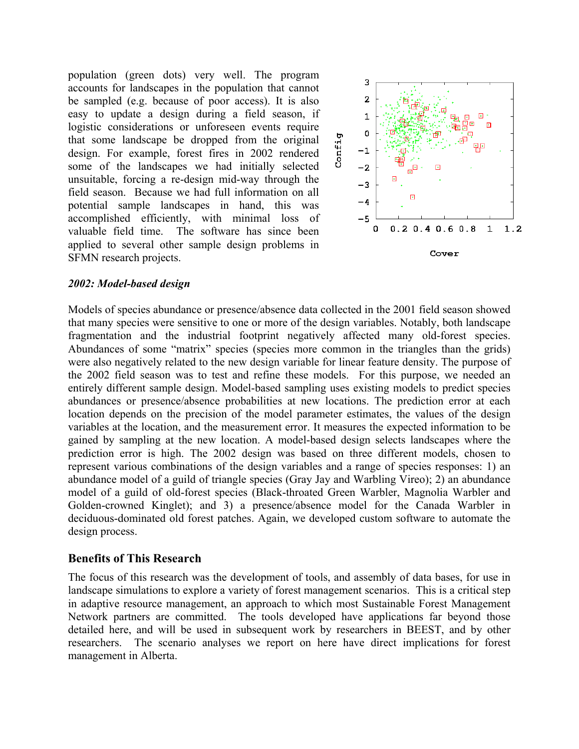population (green dots) very well. The program accounts for landscapes in the population that cannot be sampled (e.g. because of poor access). It is also easy to update a design during a field season, if logistic considerations or unforeseen events require that some landscape be dropped from the original design. For example, forest fires in 2002 rendered some of the landscapes we had initially selected unsuitable, forcing a re-design mid-way through the field season. Because we had full information on all potential sample landscapes in hand, this was accomplished efficiently, with minimal loss of valuable field time. The software has since been applied to several other sample design problems in SFMN research projects.

### *2002: Model-based design*

Models of species abundance or presence/absence data collected in the 2001 field season showed that many species were sensitive to one or more of the design variables. Notably, both landscape fragmentation and the industrial footprint negatively affected many old-forest species. Abundances of some "matrix" species (species more common in the triangles than the grids) were also negatively related to the new design variable for linear feature density. The purpose of the 2002 field season was to test and refine these models. For this purpose, we needed an entirely different sample design. Model-based sampling uses existing models to predict species abundances or presence/absence probabilities at new locations. The prediction error at each location depends on the precision of the model parameter estimates, the values of the design variables at the location, and the measurement error. It measures the expected information to be gained by sampling at the new location. A model-based design selects landscapes where the prediction error is high. The 2002 design was based on three different models, chosen to represent various combinations of the design variables and a range of species responses: 1) an abundance model of a guild of triangle species (Gray Jay and Warbling Vireo); 2) an abundance model of a guild of old-forest species (Black-throated Green Warbler, Magnolia Warbler and Golden-crowned Kinglet); and 3) a presence/absence model for the Canada Warbler in deciduous-dominated old forest patches. Again, we developed custom software to automate the design process.

## Benefits of This Research

The focus of this research was the development of tools, and assembly of data bases, for use in landscape simulations to explore a variety of forest management scenarios. This is a critical step in adaptive resource management, an approach to which most Sustainable Forest Management Network partners are committed. The tools developed have applications far beyond those detailed here, and will be used in subsequent work by researchers in BEEST, and by other researchers. The scenario analyses we report on here have direct implications for forest management in Alberta.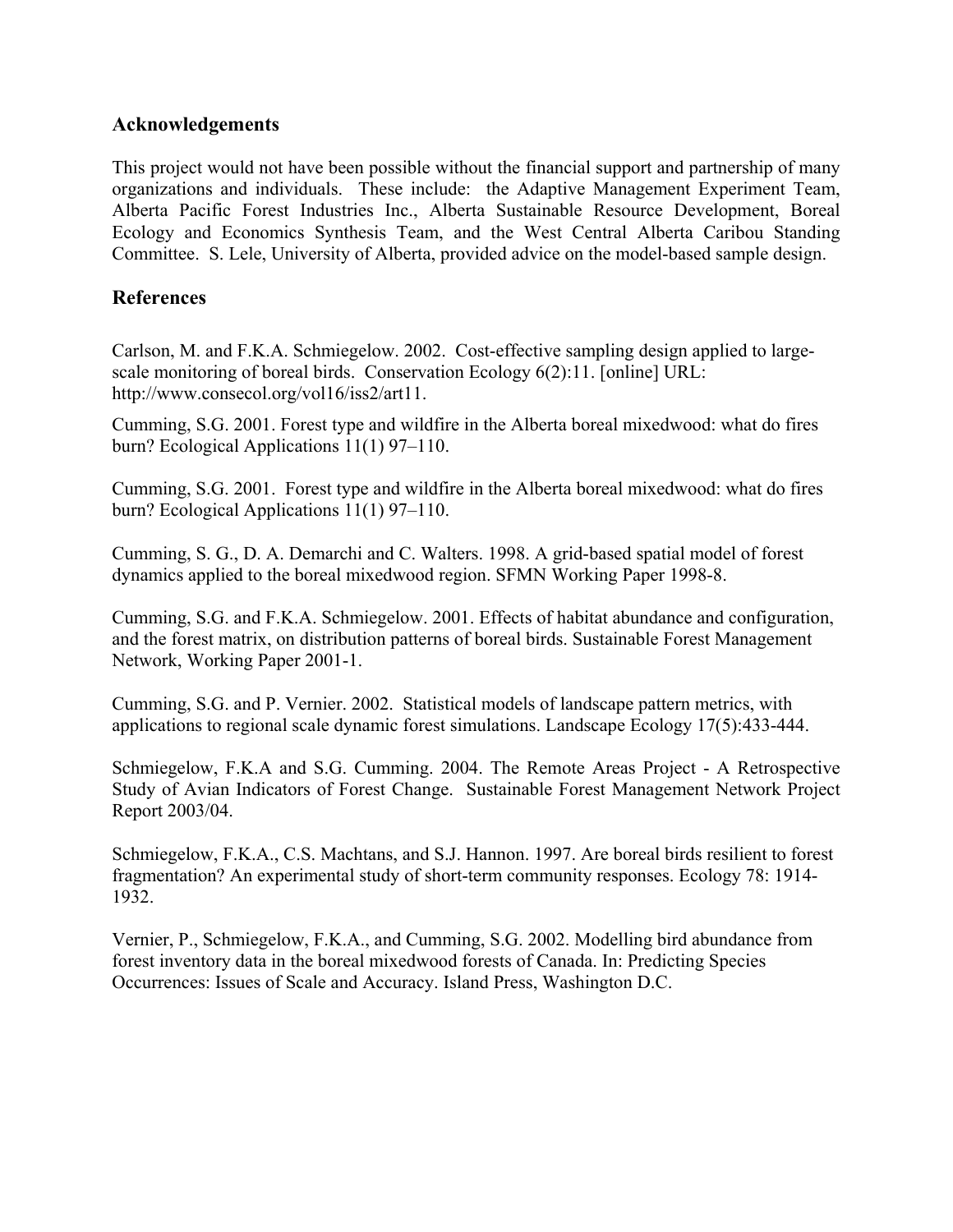## Acknowledgements

This project would not have been possible without the financial support and partnership of many organizations and individuals. These include: the Adaptive Management Experiment Team, Alberta Pacific Forest Industries Inc., Alberta Sustainable Resource Development, Boreal Ecology and Economics Synthesis Team, and the West Central Alberta Caribou Standing Committee. S. Lele, University of Alberta, provided advice on the model-based sample design.

## References

Carlson, M. and F.K.A. Schmiegelow. 2002. Cost-effective sampling design applied to large-scale monitoring of boreal birds. Conservation Ecology 6(2):11. [online] URL: http://www.consecol.org/vol16/iss2/art11.

Cumming, S.G. 2001. Forest type and wildfire in the Alberta boreal mixedwood: what do fires burn? Ecological Applications 11(1) 97–110.

Cumming, S.G. 2001. Forest type and wildfire in the Alberta boreal mixedwood: what do fires burn? Ecological Applications 11(1) 97–110.

Cumming, S. G., D. A. Demarchi and C. Walters. 1998. A grid-based spatial model of forest dynamics applied to the boreal mixedwood region. SFMN Working Paper 1998-8.

Cumming, S.G. and F.K.A. Schmiegelow. 2001. Effects of habitat abundance and configuration, and the forest matrix, on distribution patterns of boreal birds. Sustainable Forest Management Network, Working Paper 2001-1.

Cumming, S.G. and P. Vernier. 2002. Statistical models of landscape pattern metrics, with applications to regional scale dynamic forest simulations. Landscape Ecology 17(5):433-444.

Schmiegelow, F.K.A and S.G. Cumming. 2004. The Remote Areas Project - A Retrospective Study of Avian Indicators of Forest Change. Sustainable Forest Management Network Project Report 2003/04.

Schmiegelow, F.K.A., C.S. Machtans, and S.J. Hannon. 1997. Are boreal birds resilient to forest fragmentation? An experimental study of short-term community responses. Ecology 78: 1914-1932.

Vernier, P., Schmiegelow, F.K.A., and Cumming, S.G. 2002. Modelling bird abundance from forest inventory data in the boreal mixedwood forests of Canada. In: Predicting Species Occurrences: Issues of Scale and Accuracy. Island Press, Washington D.C.